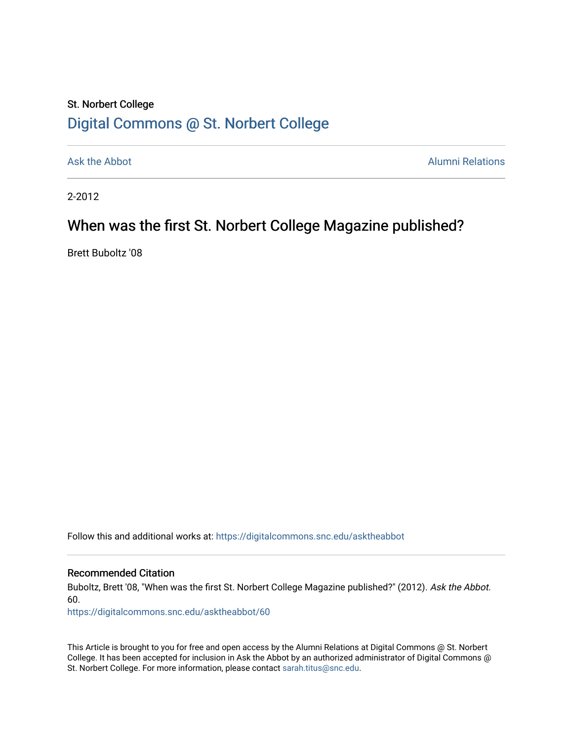St. Norbert College

## Digital Commons @ St. Norbert College

Ask the Abbot

Alumni Relations

2-2012

# When was the first St. Norbert College Magazine published?

Brett Buboltz '08

Follow this and additional works at: https://digitalcommons.snc.edu/asktheabbot

### Recommended Citation

Buboltz, Brett '08, "When was the first St. Norbert College Magazine published?" (2012). *Ask the Abbot*. 60.
https://digitalcommons.snc.edu/asktheabbot/60

This Article is brought to you for free and open access by the Alumni Relations at Digital Commons @ St. Norbert College. It has been accepted for inclusion in Ask the Abbot by an authorized administrator of Digital Commons @ St. Norbert College. For more information, please contact sarah.titus@snc.edu.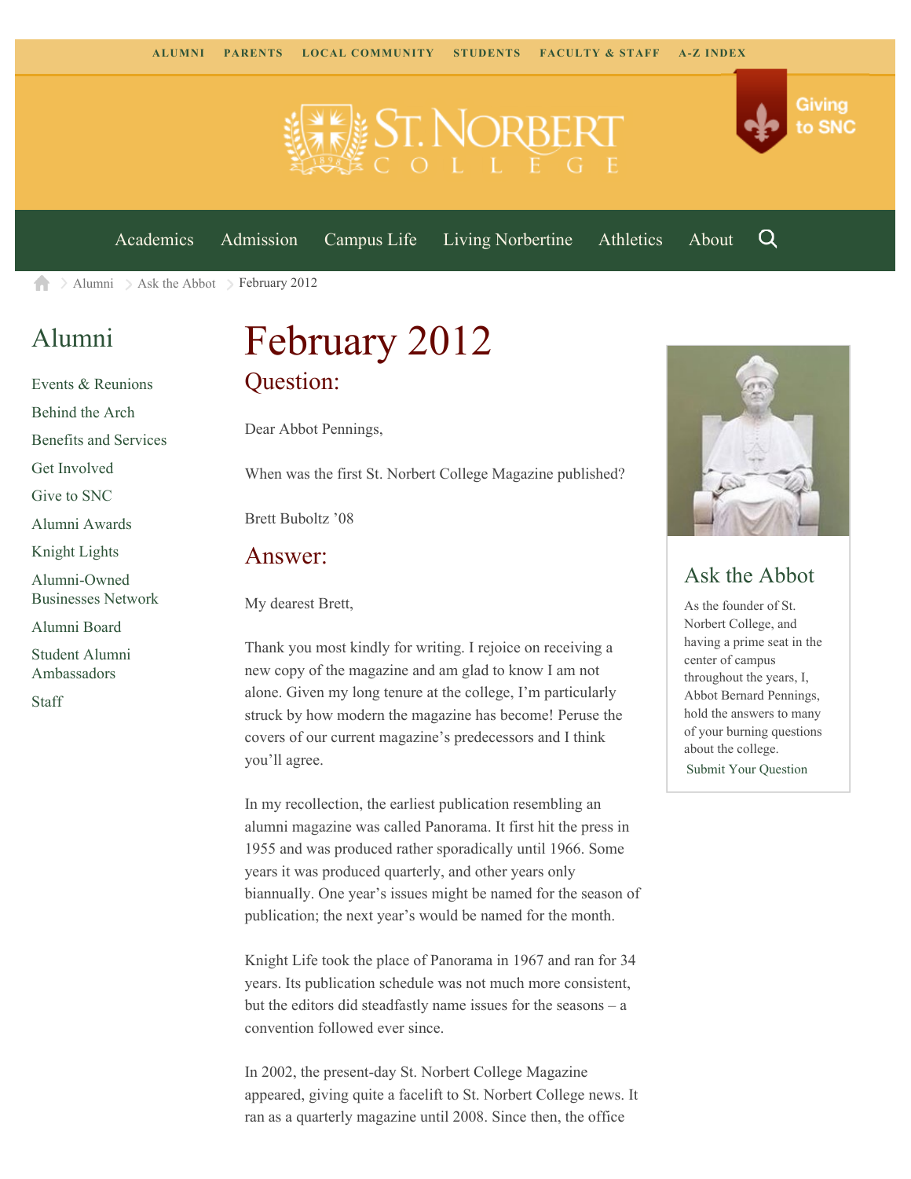ALUMNI PARENTS LOCAL COMMUNITY STUDENTS FACULTY & STAFF A-Z INDEX

Giving to SNC

Academics Admission Campus Life Living Norbertine Athletics About

Alumni > Ask the Abbot > February 2012

## Alumni

- Events & Reunions
- Behind the Arch
- Benefits and Services
- Get Involved
- Give to SNC
- Alumni Awards
- Knight Lights
- Alumni-Owned Businesses Network
- Alumni Board
- Student Alumni Ambassadors
- Staff

# February 2012

## Question:

Dear Abbot Pennings,

When was the first St. Norbert College Magazine published?

Brett Buboltz '08

## Answer:

My dearest Brett,

Thank you most kindly for writing. I rejoice on receiving a new copy of the magazine and am glad to know I am not alone. Given my long tenure at the college, I'm particularly struck by how modern the magazine has become! Peruse the covers of our current magazine's predecessors and I think you'll agree.

In my recollection, the earliest publication resembling an alumni magazine was called Panorama. It first hit the press in 1955 and was produced rather sporadically until 1966. Some years it was produced quarterly, and other years only biannually. One year's issues might be named for the season of publication; the next year's would be named for the month.

Knight Life took the place of Panorama in 1967 and ran for 34 years. Its publication schedule was not much more consistent, but the editors did steadfastly name issues for the seasons – a convention followed ever since.

In 2002, the present-day St. Norbert College Magazine appeared, giving quite a facelift to St. Norbert College news. It ran as a quarterly magazine until 2008. Since then, the office

## Ask the Abbot

As the founder of St. Norbert College, and having a prime seat in the center of campus throughout the years, I, Abbot Bernard Pennings, hold the answers to many of your burning questions about the college.

Submit Your Question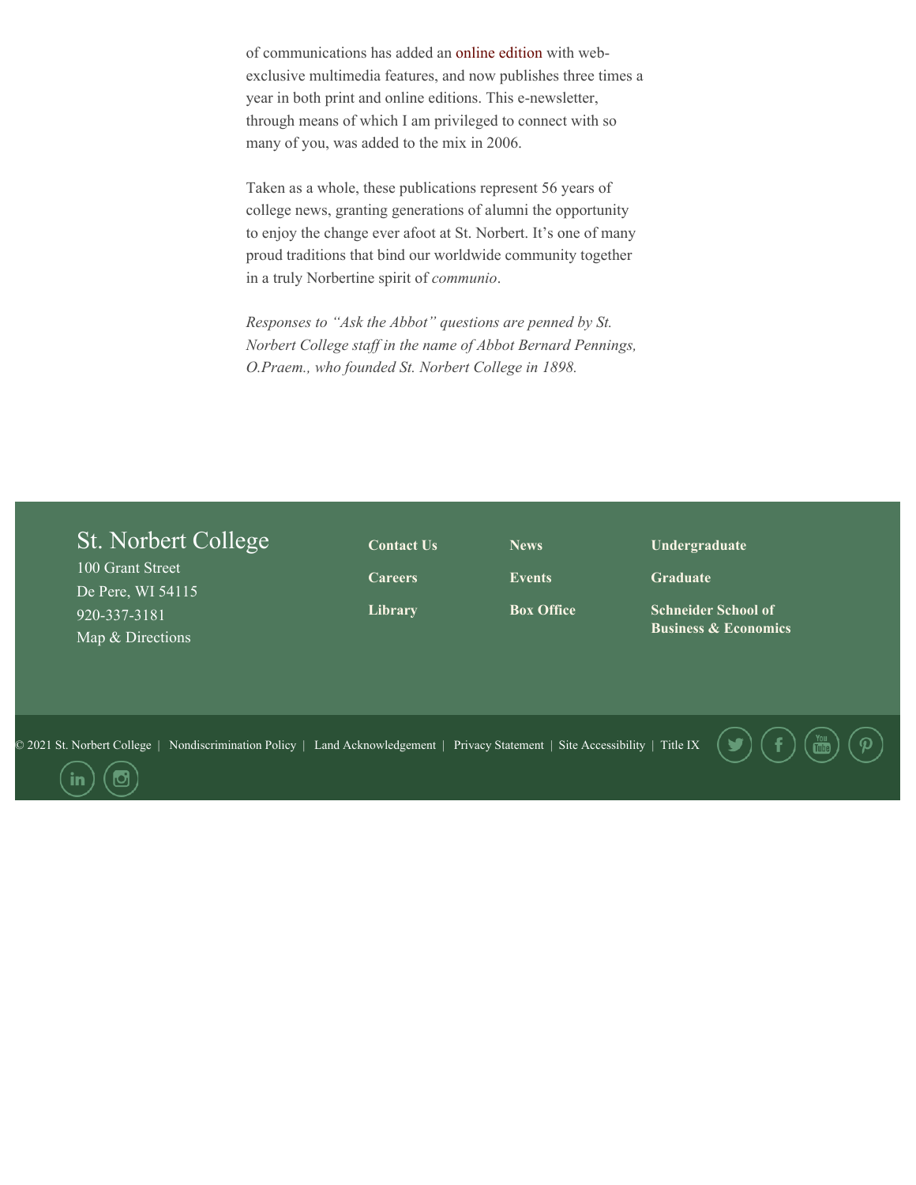of communications has added an online edition with web-exclusive multimedia features, and now publishes three times a year in both print and online editions. This e-newsletter, through means of which I am privileged to connect with so many of you, was added to the mix in 2006.

Taken as a whole, these publications represent 56 years of college news, granting generations of alumni the opportunity to enjoy the change ever afoot at St. Norbert. It's one of many proud traditions that bind our worldwide community together in a truly Norbertine spirit of *communio*.

*Responses to "Ask the Abbot" questions are penned by St. Norbert College staff in the name of Abbot Bernard Pennings, O.Praem., who founded St. Norbert College in 1898.*

St. Norbert College
100 Grant Street
De Pere, WI 54115
920-337-3181
Map & Directions

**Contact Us**
**Careers**
**Library**
**News**
**Events**
**Box Office**
**Undergraduate**
**Graduate**
**Schneider School of Business & Economics**

© 2021 St. Norbert College | Nondiscrimination Policy | Land Acknowledgement | Privacy Statement | Site Accessibility | Title IX